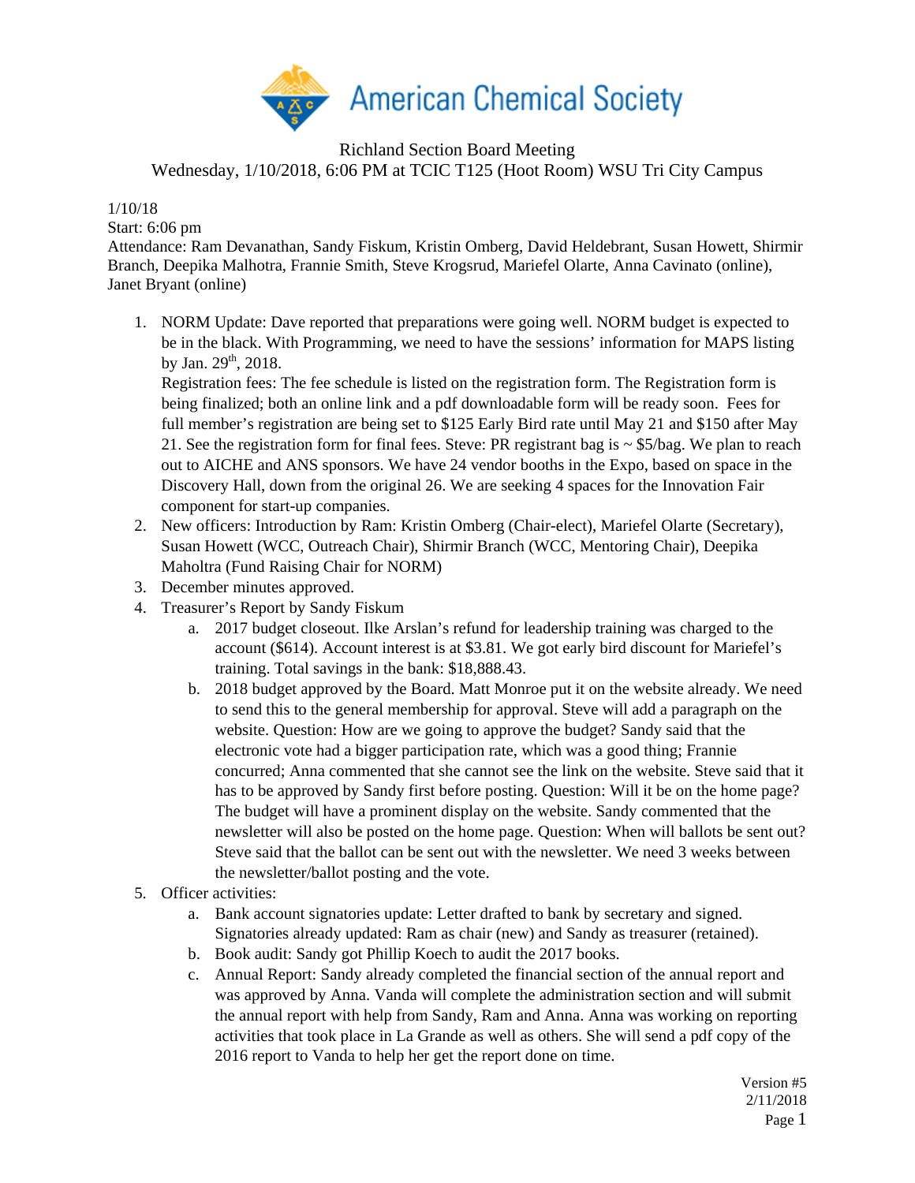American Chemical Society

Richland Section Board Meeting
Wednesday, 1/10/2018, 6:06 PM at TCIC T125 (Hoot Room) WSU Tri City Campus

1/10/18
Start: 6:06 pm
Attendance: Ram Devanathan, Sandy Fiskum, Kristin Omberg, David Heldebrant, Susan Howett, Shirmir Branch, Deepika Malhotra, Frannie Smith, Steve Krogsrud, Mariefel Olarte, Anna Cavinato (online), Janet Bryant (online)

1. NORM Update: Dave reported that preparations were going well. NORM budget is expected to be in the black. With Programming, we need to have the sessions' information for MAPS listing by Jan. 29th, 2018.
   Registration fees: The fee schedule is listed on the registration form. The Registration form is being finalized; both an online link and a pdf downloadable form will be ready soon. Fees for full member's registration are being set to $125 Early Bird rate until May 21 and $150 after May 21. See the registration form for final fees. Steve: PR registrant bag is ~ $5/bag. We plan to reach out to AICHE and ANS sponsors. We have 24 vendor booths in the Expo, based on space in the Discovery Hall, down from the original 26. We are seeking 4 spaces for the Innovation Fair component for start-up companies.
2. New officers: Introduction by Ram: Kristin Omberg (Chair-elect), Mariefel Olarte (Secretary), Susan Howett (WCC, Outreach Chair), Shirmir Branch (WCC, Mentoring Chair), Deepika Maholtra (Fund Raising Chair for NORM)
3. December minutes approved.
4. Treasurer's Report by Sandy Fiskum
   a. 2017 budget closeout. Ilke Arslan's refund for leadership training was charged to the account ($614). Account interest is at $3.81. We got early bird discount for Mariefel's training. Total savings in the bank: $18,888.43.
   b. 2018 budget approved by the Board. Matt Monroe put it on the website already. We need to send this to the general membership for approval. Steve will add a paragraph on the website. Question: How are we going to approve the budget? Sandy said that the electronic vote had a bigger participation rate, which was a good thing; Frannie concurred; Anna commented that she cannot see the link on the website. Steve said that it has to be approved by Sandy first before posting. Question: Will it be on the home page? The budget will have a prominent display on the website. Sandy commented that the newsletter will also be posted on the home page. Question: When will ballots be sent out? Steve said that the ballot can be sent out with the newsletter. We need 3 weeks between the newsletter/ballot posting and the vote.
5. Officer activities:
   a. Bank account signatories update: Letter drafted to bank by secretary and signed. Signatories already updated: Ram as chair (new) and Sandy as treasurer (retained).
   b. Book audit: Sandy got Phillip Koech to audit the 2017 books.
   c. Annual Report: Sandy already completed the financial section of the annual report and was approved by Anna. Vanda will complete the administration section and will submit the annual report with help from Sandy, Ram and Anna. Anna was working on reporting activities that took place in La Grande as well as others. She will send a pdf copy of the 2016 report to Vanda to help her get the report done on time.

Version #5
2/11/2018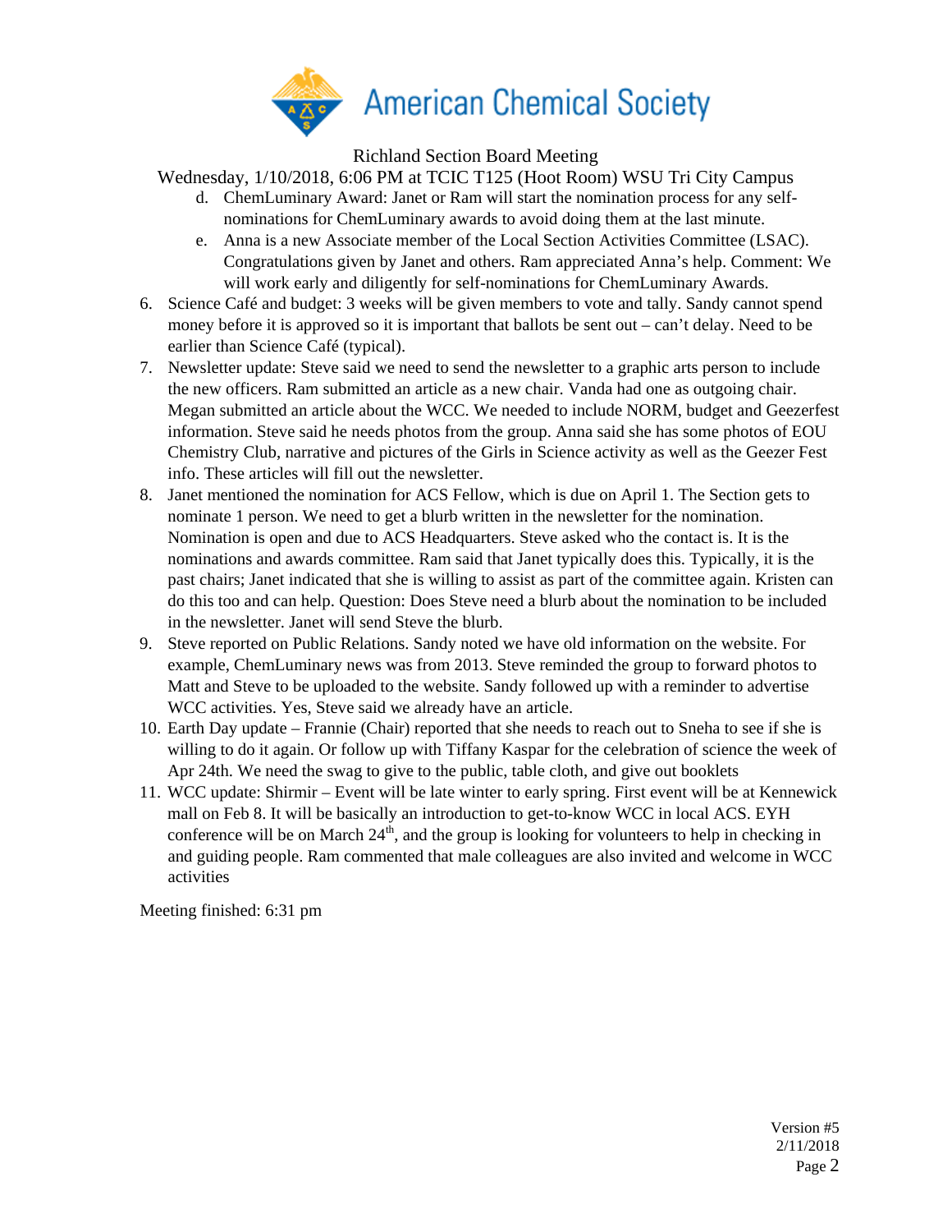Richland Section Board Meeting

Wednesday, 1/10/2018, 6:06 PM at TCIC T125 (Hoot Room) WSU Tri City Campus

d. ChemLuminary Award: Janet or Ram will start the nomination process for any self-nominations for ChemLuminary awards to avoid doing them at the last minute.

e. Anna is a new Associate member of the Local Section Activities Committee (LSAC). Congratulations given by Janet and others. Ram appreciated Anna's help. Comment: We will work early and diligently for self-nominations for ChemLuminary Awards.

6. Science Café and budget: 3 weeks will be given members to vote and tally. Sandy cannot spend money before it is approved so it is important that ballots be sent out – can't delay. Need to be earlier than Science Café (typical).
7. Newsletter update: Steve said we need to send the newsletter to a graphic arts person to include the new officers. Ram submitted an article as a new chair. Vanda had one as outgoing chair. Megan submitted an article about the WCC. We needed to include NORM, budget and Geezerfest information. Steve said he needs photos from the group. Anna said she has some photos of EOU Chemistry Club, narrative and pictures of the Girls in Science activity as well as the Geezer Fest info. These articles will fill out the newsletter.
8. Janet mentioned the nomination for ACS Fellow, which is due on April 1. The Section gets to nominate 1 person. We need to get a blurb written in the newsletter for the nomination. Nomination is open and due to ACS Headquarters. Steve asked who the contact is. It is the nominations and awards committee. Ram said that Janet typically does this. Typically, it is the past chairs; Janet indicated that she is willing to assist as part of the committee again. Kristen can do this too and can help. Question: Does Steve need a blurb about the nomination to be included in the newsletter. Janet will send Steve the blurb.
9. Steve reported on Public Relations. Sandy noted we have old information on the website. For example, ChemLuminary news was from 2013. Steve reminded the group to forward photos to Matt and Steve to be uploaded to the website. Sandy followed up with a reminder to advertise WCC activities. Yes, Steve said we already have an article.
10. Earth Day update – Frannie (Chair) reported that she needs to reach out to Sneha to see if she is willing to do it again. Or follow up with Tiffany Kaspar for the celebration of science the week of Apr 24th. We need the swag to give to the public, table cloth, and give out booklets
11. WCC update: Shirmir – Event will be late winter to early spring. First event will be at Kennewick mall on Feb 8. It will be basically an introduction to get-to-know WCC in local ACS. EYH conference will be on March 24th, and the group is looking for volunteers to help in checking in and guiding people. Ram commented that male colleagues are also invited and welcome in WCC activities

Meeting finished: 6:31 pm

Version #5
2/11/2018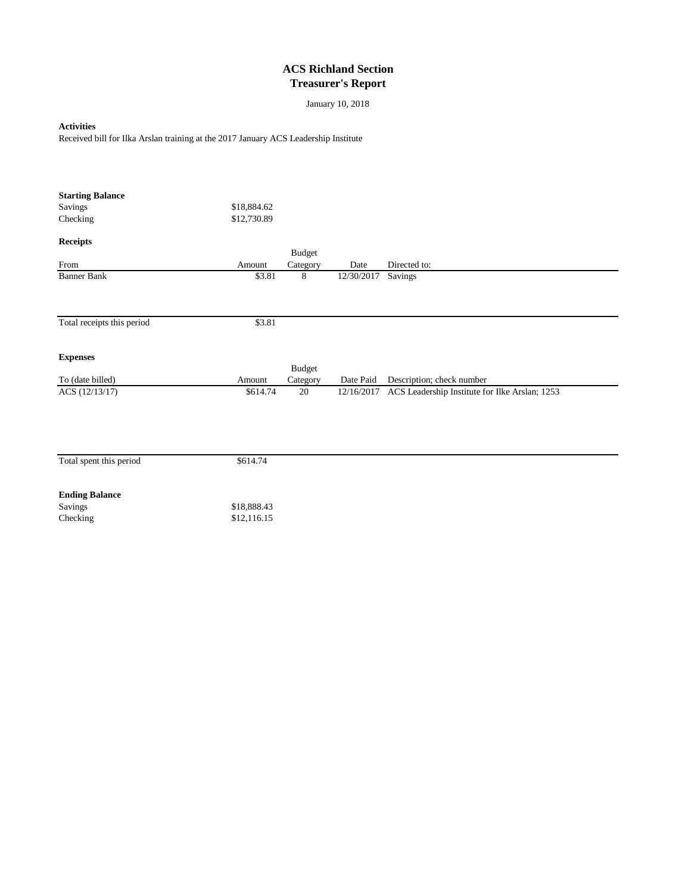# ACS Richland Section
## Treasurer's Report

January 10, 2018

**Activities**

Received bill for Ilka Arslan training at the 2017 January ACS Leadership Institute

**Starting Balance**

| | |
|---|---|
| Savings | $18,884.62 |
| Checking | $12,730.89 |

**Receipts**

| From | Amount | Budget Category | Date | Directed to: |
|---|---|---|---|---|
| Banner Bank | $3.81 | 8 | 12/30/2017 | Savings |
| Total receipts this period | $3.81 | | | |

**Expenses**

| To (date billed) | Amount | Budget Category | Date Paid | Description; check number |
|---|---|---|---|---|
| ACS (12/13/17) | $614.74 | 20 | 12/16/2017 | ACS Leadership Institute for Ilke Arslan; 1253 |
| Total spent this period | $614.74 | | | |

**Ending Balance**

| | |
|---|---|
| Savings | $18,888.43 |
| Checking | $12,116.15 |